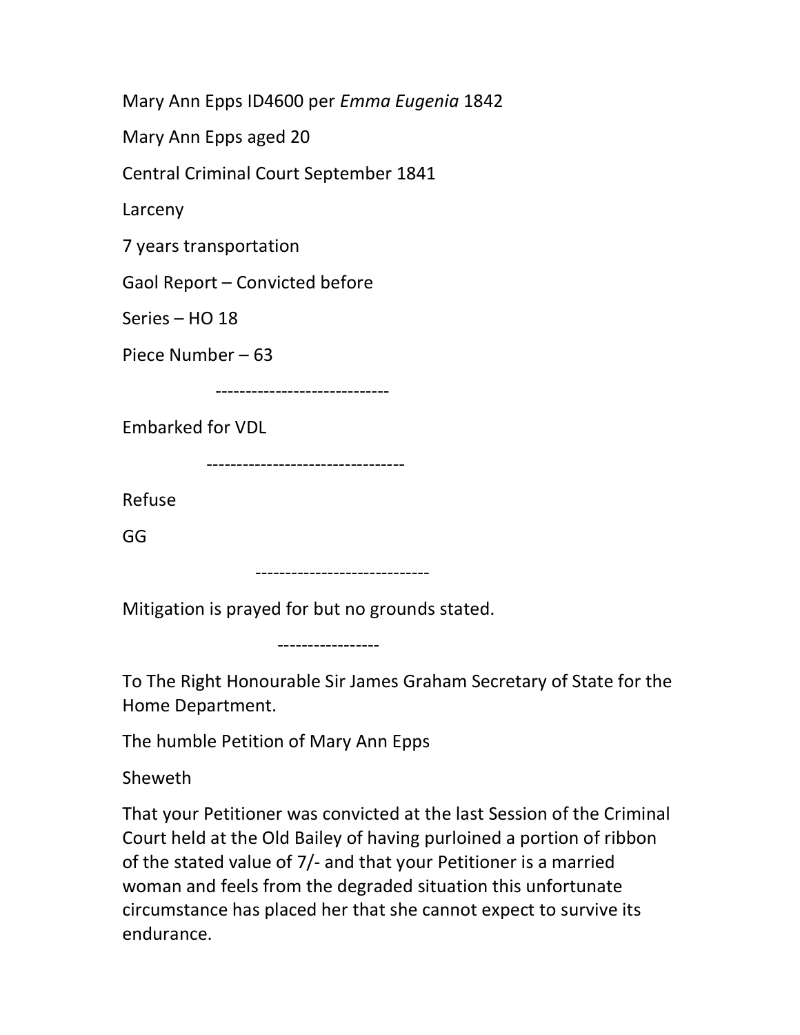Mary Ann Epps ID4600 per *Emma Eugenia* 1842

Mary Ann Epps aged 20

Central Criminal Court September 1841

Larceny

7 years transportation

Gaol Report – Convicted before

Series – HO 18

Piece Number – 63

-----------------------------

Embarked for VDL

--------------------------------

Refuse

GG

-----------------------------

Mitigation is prayed for but no grounds stated.

-----------------

To The Right Honourable Sir James Graham Secretary of State for the Home Department.

The humble Petition of Mary Ann Epps

Sheweth

That your Petitioner was convicted at the last Session of the Criminal Court held at the Old Bailey of having purloined a portion of ribbon of the stated value of 7/- and that your Petitioner is a married woman and feels from the degraded situation this unfortunate circumstance has placed her that she cannot expect to survive its endurance.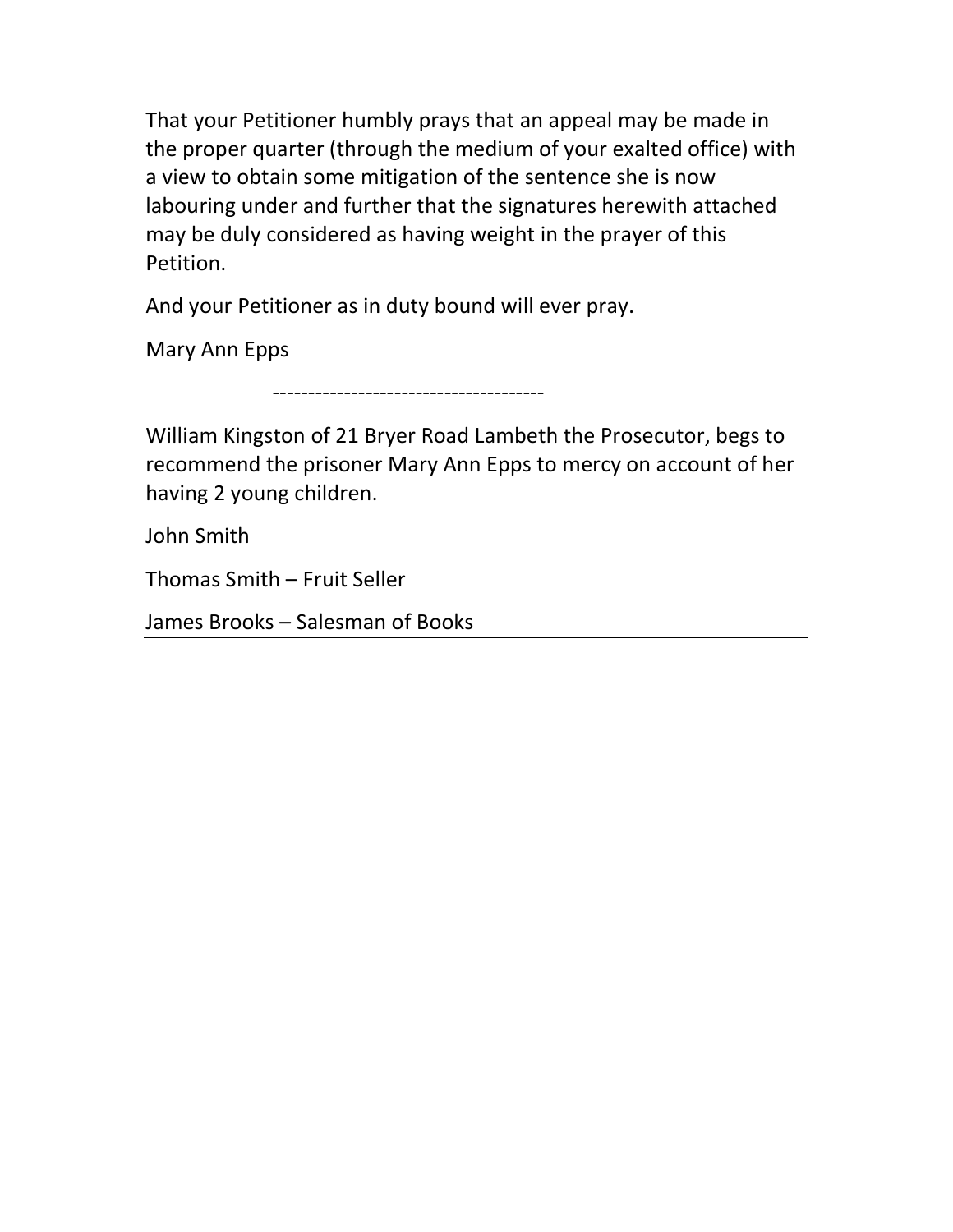That your Petitioner humbly prays that an appeal may be made in the proper quarter (through the medium of your exalted office) with a view to obtain some mitigation of the sentence she is now labouring under and further that the signatures herewith attached may be duly considered as having weight in the prayer of this Petition.

And your Petitioner as in duty bound will ever pray.

Mary Ann Epps

--------------------------------------

William Kingston of 21 Bryer Road Lambeth the Prosecutor, begs to recommend the prisoner Mary Ann Epps to mercy on account of her having 2 young children.

John Smith

Thomas Smith – Fruit Seller

James Brooks – Salesman of Books